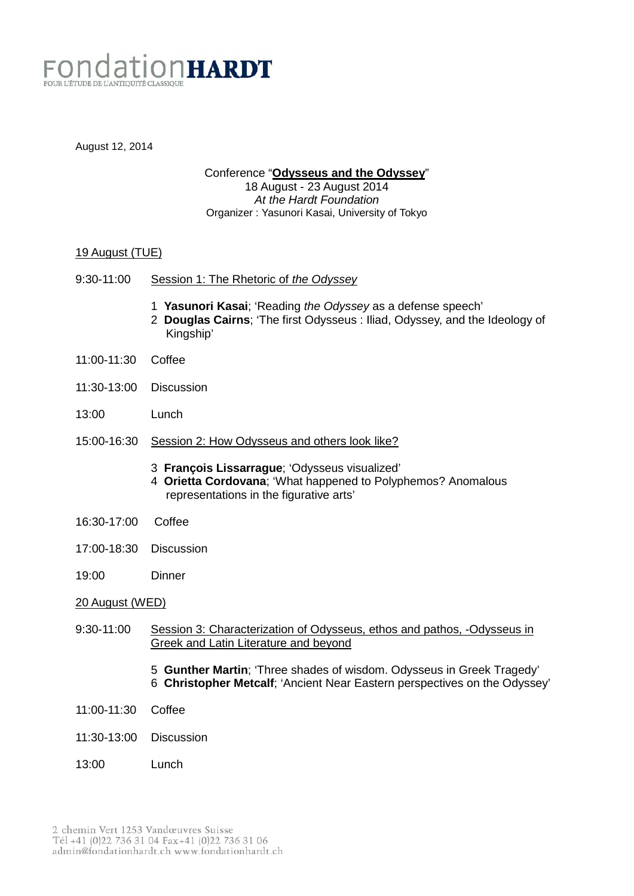FondationHARDT
POUR L'ÉTUDE DE L'ANTIQUITÉ CLASSIQUE

August 12, 2014

Conference "**Odysseus and the Odyssey**"
18 August - 23 August 2014
*At the Hardt Foundation*
Organizer : Yasunori Kasai, University of Tokyo

19 August (TUE)

9:30-11:00 Session 1: The Rhetoric of *the Odyssey*

1 **Yasunori Kasai**; 'Reading *the Odyssey* as a defense speech'
2 **Douglas Cairns**; 'The first Odysseus : Iliad, Odyssey, and the Ideology of Kingship'

11:00-11:30 Coffee

11:30-13:00 Discussion

13:00 Lunch

15:00-16:30 Session 2: How Odysseus and others look like?

3 **François Lissarrague**; 'Odysseus visualized'
4 **Orietta Cordovana**; 'What happened to Polyphemos? Anomalous representations in the figurative arts'

16:30-17:00 Coffee

17:00-18:30 Discussion

19:00 Dinner

20 August (WED)

9:30-11:00 Session 3: Characterization of Odysseus, ethos and pathos, -Odysseus in Greek and Latin Literature and beyond

5 **Gunther Martin**; 'Three shades of wisdom. Odysseus in Greek Tragedy'
6 **Christopher Metcalf**; 'Ancient Near Eastern perspectives on the Odyssey'

11:00-11:30 Coffee

11:30-13:00 Discussion

13:00 Lunch

2 chemin Vert 1253 Vandœuvres Suisse
Tél +41 (0)22 736 31 04 Fax+41 (0)22 736 31 06
admin@fondationhardt.ch www.fondationhardt.ch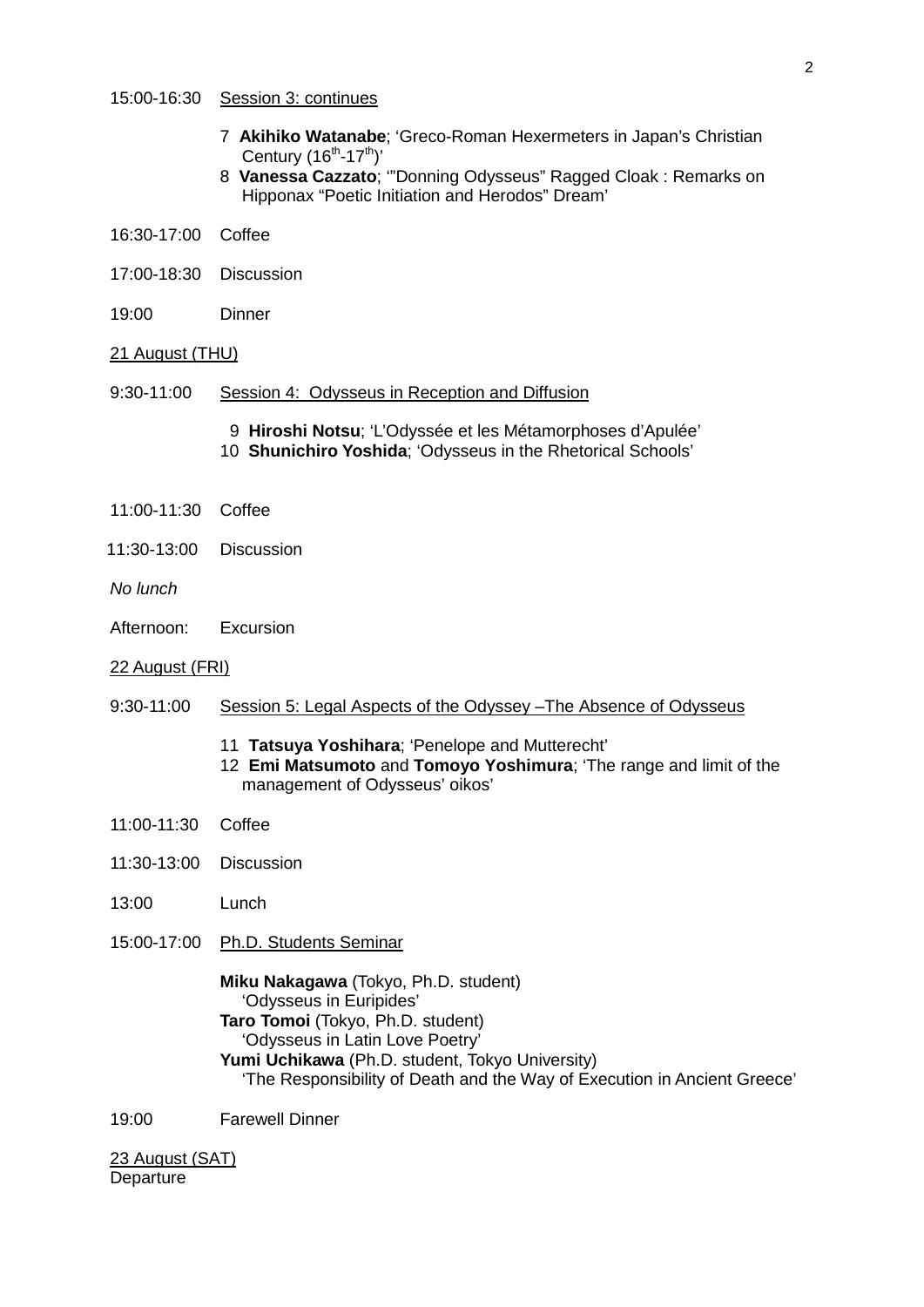15:00-16:30 Session 3: continues

7 **Akihiko Watanabe**; 'Greco-Roman Hexermeters in Japan's Christian Century (16th-17th)'
8 **Vanessa Cazzato**; '"Donning Odysseus" Ragged Cloak : Remarks on Hipponax "Poetic Initiation and Herodos" Dream'

16:30-17:00 Coffee

17:00-18:30 Discussion

19:00 Dinner

21 August (THU)

9:30-11:00 Session 4: Odysseus in Reception and Diffusion

9 **Hiroshi Notsu**; 'L'Odyssée et les Métamorphoses d'Apulée'
10 **Shunichiro Yoshida**; 'Odysseus in the Rhetorical Schools'

11:00-11:30 Coffee

11:30-13:00 Discussion

*No lunch*

Afternoon: Excursion

22 August (FRI)

9:30-11:00 Session 5: Legal Aspects of the Odyssey –The Absence of Odysseus

11 **Tatsuya Yoshihara**; 'Penelope and Mutterecht'
12 **Emi Matsumoto** and **Tomoyo Yoshimura**; 'The range and limit of the management of Odysseus' oikos'

11:00-11:30 Coffee

11:30-13:00 Discussion

13:00 Lunch

15:00-17:00 Ph.D. Students Seminar

**Miku Nakagawa** (Tokyo, Ph.D. student)
'Odysseus in Euripides'
**Taro Tomoi** (Tokyo, Ph.D. student)
'Odysseus in Latin Love Poetry'
**Yumi Uchikawa** (Ph.D. student, Tokyo University)
'The Responsibility of Death and the Way of Execution in Ancient Greece'

19:00 Farewell Dinner

23 August (SAT)
Departure